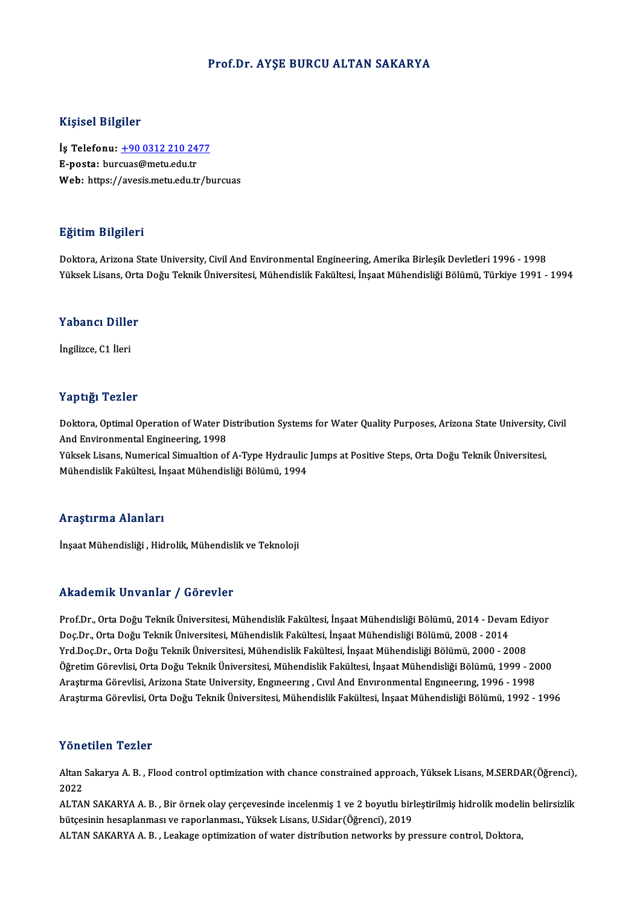# Prof.Dr. AYŞE BURCU ALTAN SAKARYA

## Kişisel Bilgiler

**İş Telefonu:** +90 0312 210 2477
**E-posta:** burcuas@metu.edu.tr
**Web:** https://avesis.metu.edu.tr/burcuas

## Eğitim Bilgileri

Doktora, Arizona State University, Civil And Environmental Engineering, Amerika Birleşik Devletleri 1996 - 1998
Yüksek Lisans, Orta Doğu Teknik Üniversitesi, Mühendislik Fakültesi, İnşaat Mühendisliği Bölümü, Türkiye 1991 - 1994

## Yabancı Diller

İngilizce, C1 İleri

## Yaptığı Tezler

Doktora, Optimal Operation of Water Distribution Systems for Water Quality Purposes, Arizona State University, Civil And Environmental Engineering, 1998
Yüksek Lisans, Numerical Simualtion of A-Type Hydraulic Jumps at Positive Steps, Orta Doğu Teknik Üniversitesi, Mühendislik Fakültesi, İnşaat Mühendisliği Bölümü, 1994

## Araştırma Alanları

İnşaat Mühendisliği , Hidrolik, Mühendislik ve Teknoloji

## Akademik Unvanlar / Görevler

Prof.Dr., Orta Doğu Teknik Üniversitesi, Mühendislik Fakültesi, İnşaat Mühendisliği Bölümü, 2014 - Devam Ediyor
Doç.Dr., Orta Doğu Teknik Üniversitesi, Mühendislik Fakültesi, İnşaat Mühendisliği Bölümü, 2008 - 2014
Yrd.Doç.Dr., Orta Doğu Teknik Üniversitesi, Mühendislik Fakültesi, İnşaat Mühendisliği Bölümü, 2000 - 2008
Öğretim Görevlisi, Orta Doğu Teknik Üniversitesi, Mühendislik Fakültesi, İnşaat Mühendisliği Bölümü, 1999 - 2000
Araştırma Görevlisi, Arizona State University, Engıneerıng , Cıvıl And Envıronmental Engıneerıng, 1996 - 1998
Araştırma Görevlisi, Orta Doğu Teknik Üniversitesi, Mühendislik Fakültesi, İnşaat Mühendisliği Bölümü, 1992 - 1996

## Yönetilen Tezler

Altan Sakarya A. B. , Flood control optimization with chance constrained approach, Yüksek Lisans, M.SERDAR(Öğrenci), 2022
ALTAN SAKARYA A. B. , Bir örnek olay çerçevesinde incelenmiş 1 ve 2 boyutlu birleştirilmiş hidrolik modelin belirsizlik bütçesinin hesaplanması ve raporlanması., Yüksek Lisans, U.Sidar(Öğrenci), 2019
ALTAN SAKARYA A. B. , Leakage optimization of water distribution networks by pressure control, Doktora,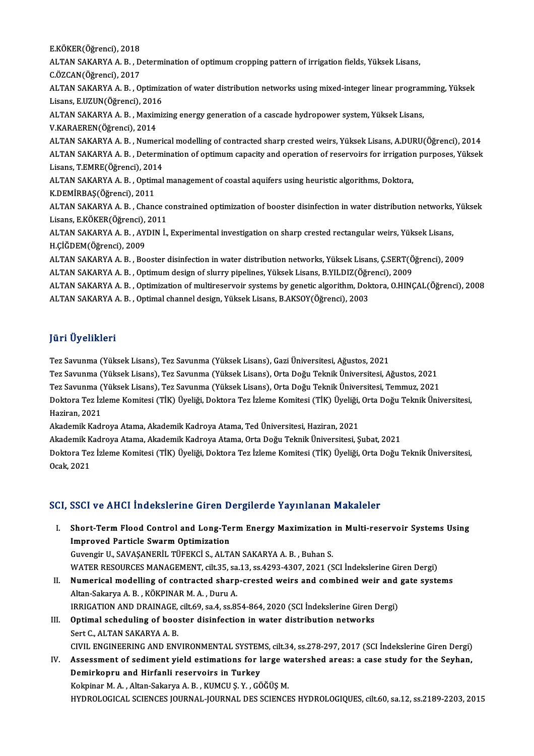E.KÖKER(Öğrenci), 2018

ALTAN SAKARYA A. B. , Determination of optimum cropping pattern of irrigation fields, Yüksek Lisans, C.ÖZCAN(Öğrenci), 2017

ALTAN SAKARYA A. B. , Optimization of water distribution networks using mixed-integer linear programming, Yüksek Lisans, E.UZUN(Öğrenci), 2016

ALTAN SAKARYA A. B. , Maximizing energy generation of a cascade hydropower system, Yüksek Lisans, V.KARAEREN(Öğrenci), 2014

ALTAN SAKARYA A. B. , Numerical modelling of contracted sharp crested weirs, Yüksek Lisans, A.DURU(Öğrenci), 2014

ALTAN SAKARYA A. B. , Determination of optimum capacity and operation of reservoirs for irrigation purposes, Yüksek Lisans, T.EMRE(Öğrenci), 2014

ALTAN SAKARYA A. B. , Optimal management of coastal aquifers using heuristic algorithms, Doktora, K.DEMİRBAŞ(Öğrenci), 2011

ALTAN SAKARYA A. B. , Chance constrained optimization of booster disinfection in water distribution networks, Yüksek Lisans, E.KÖKER(Öğrenci), 2011

ALTAN SAKARYA A. B. , AYDIN İ., Experimental investigation on sharp crested rectangular weirs, Yüksek Lisans, H.ÇİĞDEM(Öğrenci), 2009

ALTAN SAKARYA A. B. , Booster disinfection in water distribution networks, Yüksek Lisans, Ç.SERT(Öğrenci), 2009

ALTAN SAKARYA A. B. , Optimum design of slurry pipelines, Yüksek Lisans, B.YILDIZ(Öğrenci), 2009

ALTAN SAKARYA A. B. , Optimization of multireservoir systems by genetic algorithm, Doktora, O.HINÇAL(Öğrenci), 2008

ALTAN SAKARYA A. B. , Optimal channel design, Yüksek Lisans, B.AKSOY(Öğrenci), 2003

## Jüri Üyelikleri

Tez Savunma (Yüksek Lisans), Tez Savunma (Yüksek Lisans), Gazi Üniversitesi, Ağustos, 2021

Tez Savunma (Yüksek Lisans), Tez Savunma (Yüksek Lisans), Orta Doğu Teknik Üniversitesi, Ağustos, 2021

Tez Savunma (Yüksek Lisans), Tez Savunma (Yüksek Lisans), Orta Doğu Teknik Üniversitesi, Temmuz, 2021

Doktora Tez İzleme Komitesi (TİK) Üyeliği, Doktora Tez İzleme Komitesi (TİK) Üyeliği, Orta Doğu Teknik Üniversitesi, Haziran, 2021

Akademik Kadroya Atama, Akademik Kadroya Atama, Ted Üniversitesi, Haziran, 2021

Akademik Kadroya Atama, Akademik Kadroya Atama, Orta Doğu Teknik Üniversitesi, Şubat, 2021

Doktora Tez İzleme Komitesi (TİK) Üyeliği, Doktora Tez İzleme Komitesi (TİK) Üyeliği, Orta Doğu Teknik Üniversitesi, Ocak, 2021

## SCI, SSCI ve AHCI İndekslerine Giren Dergilerde Yayınlanan Makaleler

I. **Short-Term Flood Control and Long-Term Energy Maximization in Multi-reservoir Systems Using Improved Particle Swarm Optimization**
   Guvengir U., SAVAŞANERİL TÜFEKCİ S., ALTAN SAKARYA A. B. , Buhan S.
   WATER RESOURCES MANAGEMENT, cilt.35, sa.13, ss.4293-4307, 2021 (SCI İndekslerine Giren Dergi)
II. **Numerical modelling of contracted sharp-crested weirs and combined weir and gate systems**
   Altan-Sakarya A. B. , KÖKPINAR M. A. , Duru A.
   IRRIGATION AND DRAINAGE, cilt.69, sa.4, ss.854-864, 2020 (SCI İndekslerine Giren Dergi)
III. **Optimal scheduling of booster disinfection in water distribution networks**
   Sert C., ALTAN SAKARYA A. B.
   CIVIL ENGINEERING AND ENVIRONMENTAL SYSTEMS, cilt.34, ss.278-297, 2017 (SCI İndekslerine Giren Dergi)
IV. **Assessment of sediment yield estimations for large watershed areas: a case study for the Seyhan, Demirkopru and Hirfanli reservoirs in Turkey**
   Kokpinar M. A. , Altan-Sakarya A. B. , KUMCU Ş. Y. , GÖĞÜŞ M.
   HYDROLOGICAL SCIENCES JOURNAL-JOURNAL DES SCIENCES HYDROLOGIQUES, cilt.60, sa.12, ss.2189-2203, 2015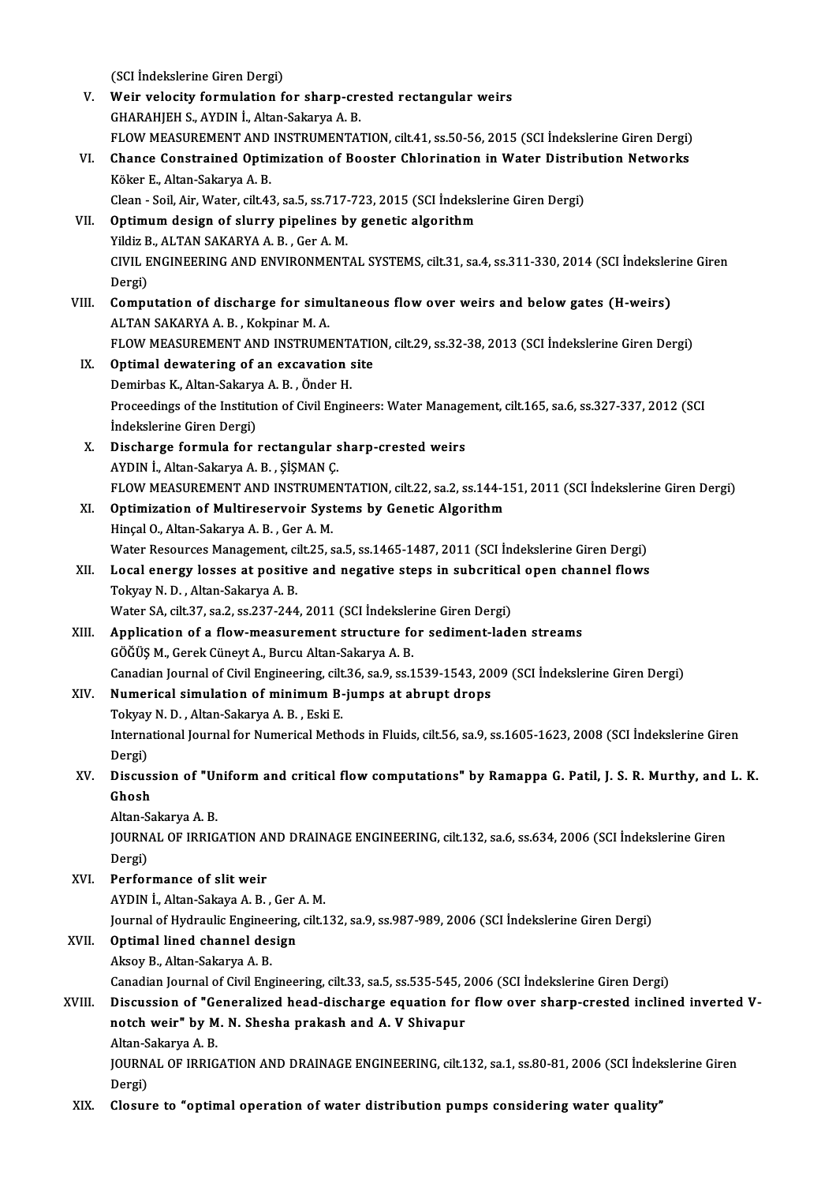(SCI İndekslerine Giren Dergi)

V. **Weir velocity formulation for sharp-crested rectangular weirs**
GHARAHJEH S., AYDIN İ., Altan-Sakarya A. B.
FLOW MEASUREMENT AND INSTRUMENTATION, cilt.41, ss.50-56, 2015 (SCI İndekslerine Giren Dergi)

VI. **Chance Constrained Optimization of Booster Chlorination in Water Distribution Networks**
Köker E., Altan-Sakarya A. B.
Clean - Soil, Air, Water, cilt.43, sa.5, ss.717-723, 2015 (SCI İndekslerine Giren Dergi)

VII. **Optimum design of slurry pipelines by genetic algorithm**
Yildiz B., ALTAN SAKARYA A. B. , Ger A. M.
CIVIL ENGINEERING AND ENVIRONMENTAL SYSTEMS, cilt.31, sa.4, ss.311-330, 2014 (SCI İndekslerine Giren Dergi)

VIII. **Computation of discharge for simultaneous flow over weirs and below gates (H-weirs)**
ALTAN SAKARYA A. B. , Kokpinar M. A.
FLOW MEASUREMENT AND INSTRUMENTATION, cilt.29, ss.32-38, 2013 (SCI İndekslerine Giren Dergi)

IX. **Optimal dewatering of an excavation site**
Demirbas K., Altan-Sakarya A. B. , Önder H.
Proceedings of the Institution of Civil Engineers: Water Management, cilt.165, sa.6, ss.327-337, 2012 (SCI İndekslerine Giren Dergi)

X. **Discharge formula for rectangular sharp-crested weirs**
AYDIN İ., Altan-Sakarya A. B. , ŞİŞMAN Ç.
FLOW MEASUREMENT AND INSTRUMENTATION, cilt.22, sa.2, ss.144-151, 2011 (SCI İndekslerine Giren Dergi)

XI. **Optimization of Multireservoir Systems by Genetic Algorithm**
Hinçal O., Altan-Sakarya A. B. , Ger A. M.
Water Resources Management, cilt.25, sa.5, ss.1465-1487, 2011 (SCI İndekslerine Giren Dergi)

XII. **Local energy losses at positive and negative steps in subcritical open channel flows**
Tokyay N. D. , Altan-Sakarya A. B.
Water SA, cilt.37, sa.2, ss.237-244, 2011 (SCI İndekslerine Giren Dergi)

XIII. **Application of a flow-measurement structure for sediment-laden streams**
GÖĞÜŞ M., Gerek Cüneyt A., Burcu Altan-Sakarya A. B.
Canadian Journal of Civil Engineering, cilt.36, sa.9, ss.1539-1543, 2009 (SCI İndekslerine Giren Dergi)

XIV. **Numerical simulation of minimum B-jumps at abrupt drops**
Tokyay N. D. , Altan-Sakarya A. B. , Eski E.
International Journal for Numerical Methods in Fluids, cilt.56, sa.9, ss.1605-1623, 2008 (SCI İndekslerine Giren Dergi)

XV. **Discussion of "Uniform and critical flow computations" by Ramappa G. Patil, J. S. R. Murthy, and L. K. Ghosh**
Altan-Sakarya A. B.
JOURNAL OF IRRIGATION AND DRAINAGE ENGINEERING, cilt.132, sa.6, ss.634, 2006 (SCI İndekslerine Giren Dergi)

XVI. **Performance of slit weir**
AYDIN İ., Altan-Sakaya A. B. , Ger A. M.
Journal of Hydraulic Engineering, cilt.132, sa.9, ss.987-989, 2006 (SCI İndekslerine Giren Dergi)

XVII. **Optimal lined channel design**
Aksoy B., Altan-Sakarya A. B.
Canadian Journal of Civil Engineering, cilt.33, sa.5, ss.535-545, 2006 (SCI İndekslerine Giren Dergi)

XVIII. **Discussion of "Generalized head-discharge equation for flow over sharp-crested inclined inverted V-notch weir" by M. N. Shesha prakash and A. V Shivapur**
Altan-Sakarya A. B.
JOURNAL OF IRRIGATION AND DRAINAGE ENGINEERING, cilt.132, sa.1, ss.80-81, 2006 (SCI İndekslerine Giren Dergi)

XIX. **Closure to "optimal operation of water distribution pumps considering water quality"**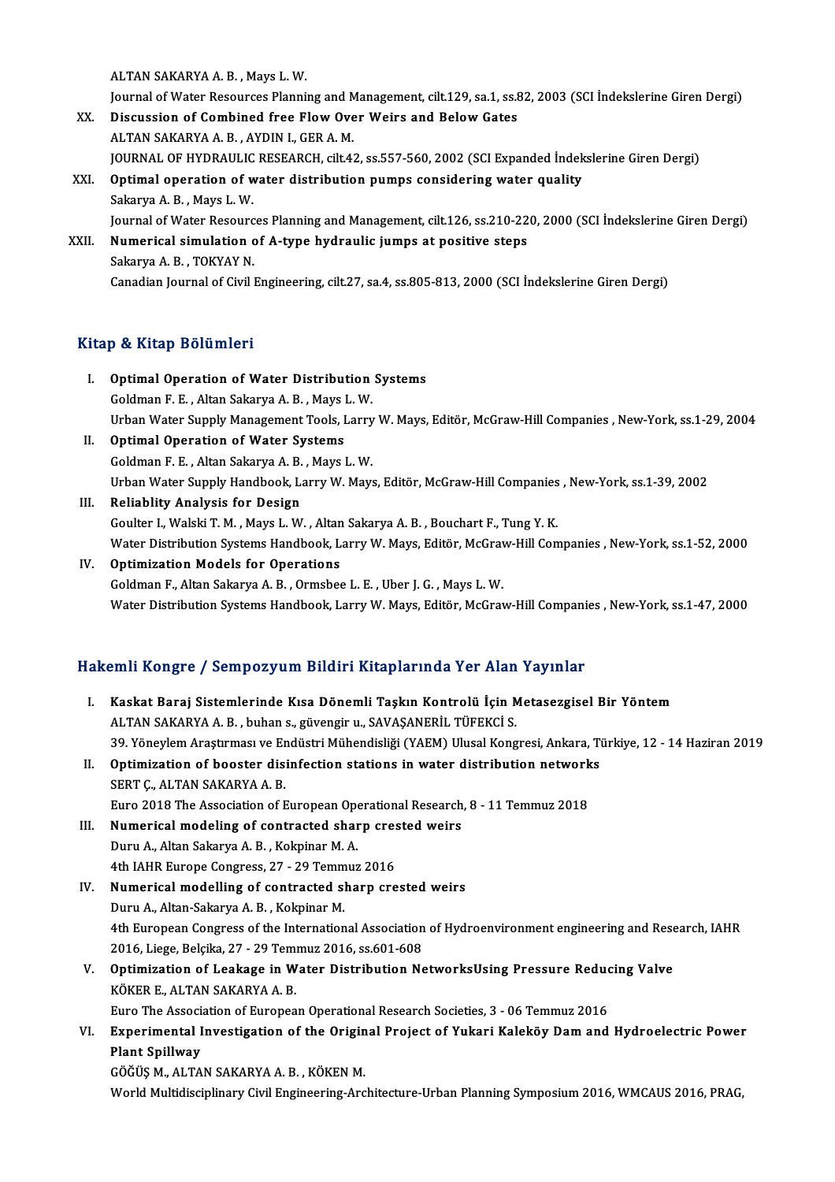ALTAN SAKARYA A. B. , Mays L. W.
Journal of Water Resources Planning and Management, cilt.129, sa.1, ss.82, 2003 (SCI İndekslerine Giren Dergi)

XX. **Discussion of Combined free Flow Over Weirs and Below Gates**
ALTAN SAKARYA A. B. , AYDIN I., GER A. M.
JOURNAL OF HYDRAULIC RESEARCH, cilt.42, ss.557-560, 2002 (SCI Expanded İndekslerine Giren Dergi)

XXI. **Optimal operation of water distribution pumps considering water quality**
Sakarya A. B. , Mays L. W.
Journal of Water Resources Planning and Management, cilt.126, ss.210-220, 2000 (SCI İndekslerine Giren Dergi)

XXII. **Numerical simulation of A-type hydraulic jumps at positive steps**
Sakarya A. B. , TOKYAY N.
Canadian Journal of Civil Engineering, cilt.27, sa.4, ss.805-813, 2000 (SCI İndekslerine Giren Dergi)

## Kitap & Kitap Bölümleri

I. **Optimal Operation of Water Distribution Systems**
Goldman F. E. , Altan Sakarya A. B. , Mays L. W.
Urban Water Supply Management Tools, Larry W. Mays, Editör, McGraw-Hill Companies , New-York, ss.1-29, 2004

II. **Optimal Operation of Water Systems**
Goldman F. E. , Altan Sakarya A. B. , Mays L. W.
Urban Water Supply Handbook, Larry W. Mays, Editör, McGraw-Hill Companies , New-York, ss.1-39, 2002

III. **Reliablity Analysis for Design**
Goulter I., Walski T. M. , Mays L. W. , Altan Sakarya A. B. , Bouchart F., Tung Y. K.
Water Distribution Systems Handbook, Larry W. Mays, Editör, McGraw-Hill Companies , New-York, ss.1-52, 2000

IV. **Optimization Models for Operations**
Goldman F., Altan Sakarya A. B. , Ormsbee L. E. , Uber J. G. , Mays L. W.
Water Distribution Systems Handbook, Larry W. Mays, Editör, McGraw-Hill Companies , New-York, ss.1-47, 2000

## Hakemli Kongre / Sempozyum Bildiri Kitaplarında Yer Alan Yayınlar

I. **Kaskat Baraj Sistemlerinde Kısa Dönemli Taşkın Kontrolü İçin Metasezgisel Bir Yöntem**
ALTAN SAKARYA A. B. , buhan s., güvengir u., SAVAŞANERİL TÜFEKCİ S.
39. Yöneylem Araştırması ve Endüstri Mühendisliği (YAEM) Ulusal Kongresi, Ankara, Türkiye, 12 - 14 Haziran 2019

II. **Optimization of booster disinfection stations in water distribution networks**
SERT Ç., ALTAN SAKARYA A. B.
Euro 2018 The Association of European Operational Research, 8 - 11 Temmuz 2018

III. **Numerical modeling of contracted sharp crested weirs**
Duru A., Altan Sakarya A. B. , Kokpinar M. A.
4th IAHR Europe Congress, 27 - 29 Temmuz 2016

IV. **Numerical modelling of contracted sharp crested weirs**
Duru A., Altan-Sakarya A. B. , Kokpinar M.
4th European Congress of the International Association of Hydroenvironment engineering and Research, IAHR 2016, Liege, Belçika, 27 - 29 Temmuz 2016, ss.601-608

V. **Optimization of Leakage in Water Distribution NetworksUsing Pressure Reducing Valve**
KÖKER E., ALTAN SAKARYA A. B.
Euro The Association of European Operational Research Societies, 3 - 06 Temmuz 2016

VI. **Experimental Investigation of the Original Project of Yukari Kaleköy Dam and Hydroelectric Power Plant Spillway**
GÖĞÜŞ M., ALTAN SAKARYA A. B. , KÖKEN M.
World Multidisciplinary Civil Engineering-Architecture-Urban Planning Symposium 2016, WMCAUS 2016, PRAG,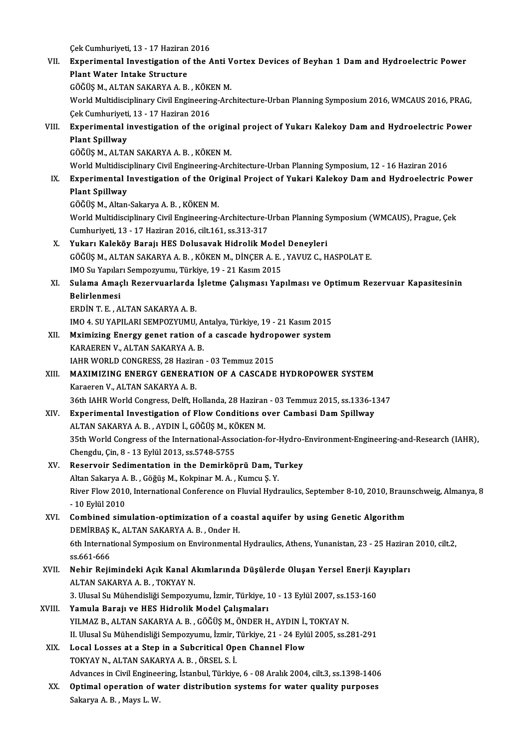Çek Cumhuriyeti, 13 - 17 Haziran 2016

VII. **Experimental Investigation of the Anti Vortex Devices of Beyhan 1 Dam and Hydroelectric Power Plant Water Intake Structure**
GÖĞÜŞ M., ALTAN SAKARYA A. B. , KÖKEN M.
World Multidisciplinary Civil Engineering-Architecture-Urban Planning Symposium 2016, WMCAUS 2016, PRAG, Çek Cumhuriyeti, 13 - 17 Haziran 2016

VIII. **Experimental investigation of the original project of Yukarı Kalekoy Dam and Hydroelectric Power Plant Spillway**
GÖĞÜŞ M., ALTAN SAKARYA A. B. , KÖKEN M.
World Multidisciplinary Civil Engineering-Architecture-Urban Planning Symposium, 12 - 16 Haziran 2016

IX. **Experimental Investigation of the Original Project of Yukari Kalekoy Dam and Hydroelectric Power Plant Spillway**
GÖĞÜŞ M., Altan-Sakarya A. B. , KÖKEN M.
World Multidisciplinary Civil Engineering-Architecture-Urban Planning Symposium (WMCAUS), Prague, Çek Cumhuriyeti, 13 - 17 Haziran 2016, cilt.161, ss.313-317

X. **Yukarı Kaleköy Barajı HES Dolusavak Hidrolik Model Deneyleri**
GÖĞÜŞ M., ALTAN SAKARYA A. B. , KÖKEN M., DİNÇER A. E. , YAVUZ C., HASPOLAT E.
IMO Su Yapıları Sempozyumu, Türkiye, 19 - 21 Kasım 2015

XI. **Sulama Amaçlı Rezervuarlarda İşletme Çalışması Yapılması ve Optimum Rezervuar Kapasitesinin Belirlenmesi**
ERDİN T. E. , ALTAN SAKARYA A. B.
IMO 4. SU YAPILARI SEMPOZYUMU, Antalya, Türkiye, 19 - 21 Kasım 2015

XII. **Mximizing Energy genet ration of a cascade hydropower system**
KARAEREN V., ALTAN SAKARYA A. B.
IAHR WORLD CONGRESS, 28 Haziran - 03 Temmuz 2015

XIII. **MAXIMIZING ENERGY GENERATION OF A CASCADE HYDROPOWER SYSTEM**
Karaeren V., ALTAN SAKARYA A. B.
36th IAHR World Congress, Delft, Hollanda, 28 Haziran - 03 Temmuz 2015, ss.1336-1347

XIV. **Experimental Investigation of Flow Conditions over Cambasi Dam Spillway**
ALTAN SAKARYA A. B. , AYDIN İ., GÖĞÜŞ M., KÖKEN M.
35th World Congress of the International-Association-for-Hydro-Environment-Engineering-and-Research (IAHR), Chengdu, Çin, 8 - 13 Eylül 2013, ss.5748-5755

XV. **Reservoir Sedimentation in the Demirköprü Dam, Turkey**
Altan Sakarya A. B. , Göğüş M., Kokpinar M. A. , Kumcu Ş. Y.
River Flow 2010, International Conference on Fluvial Hydraulics, September 8-10, 2010, Braunschweig, Almanya, 8 - 10 Eylül 2010

XVI. **Combined simulation-optimization of a coastal aquifer by using Genetic Algorithm**
DEMİRBAŞ K., ALTAN SAKARYA A. B. , Onder H.
6th International Symposium on Environmental Hydraulics, Athens, Yunanistan, 23 - 25 Haziran 2010, cilt.2, ss.661-666

XVII. **Nehir Rejimindeki Açık Kanal Akımlarında Düşülerde Oluşan Yersel Enerji Kayıpları**
ALTAN SAKARYA A. B. , TOKYAY N.
3. Ulusal Su Mühendisliği Sempozyumu, İzmir, Türkiye, 10 - 13 Eylül 2007, ss.153-160

XVIII. **Yamula Barajı ve HES Hidrolik Model Çalışmaları**
YILMAZ B., ALTAN SAKARYA A. B. , GÖĞÜŞ M., ÖNDER H., AYDIN İ., TOKYAY N.
II. Ulusal Su Mühendisliği Sempozyumu, İzmir, Türkiye, 21 - 24 Eylül 2005, ss.281-291

XIX. **Local Losses at a Step in a Subcritical Open Channel Flow**
TOKYAY N., ALTAN SAKARYA A. B. , ÖRSEL S. İ.
Advances in Civil Engineering, İstanbul, Türkiye, 6 - 08 Aralık 2004, cilt.3, ss.1398-1406

XX. **Optimal operation of water distribution systems for water quality purposes**
Sakarya A. B. , Mays L. W.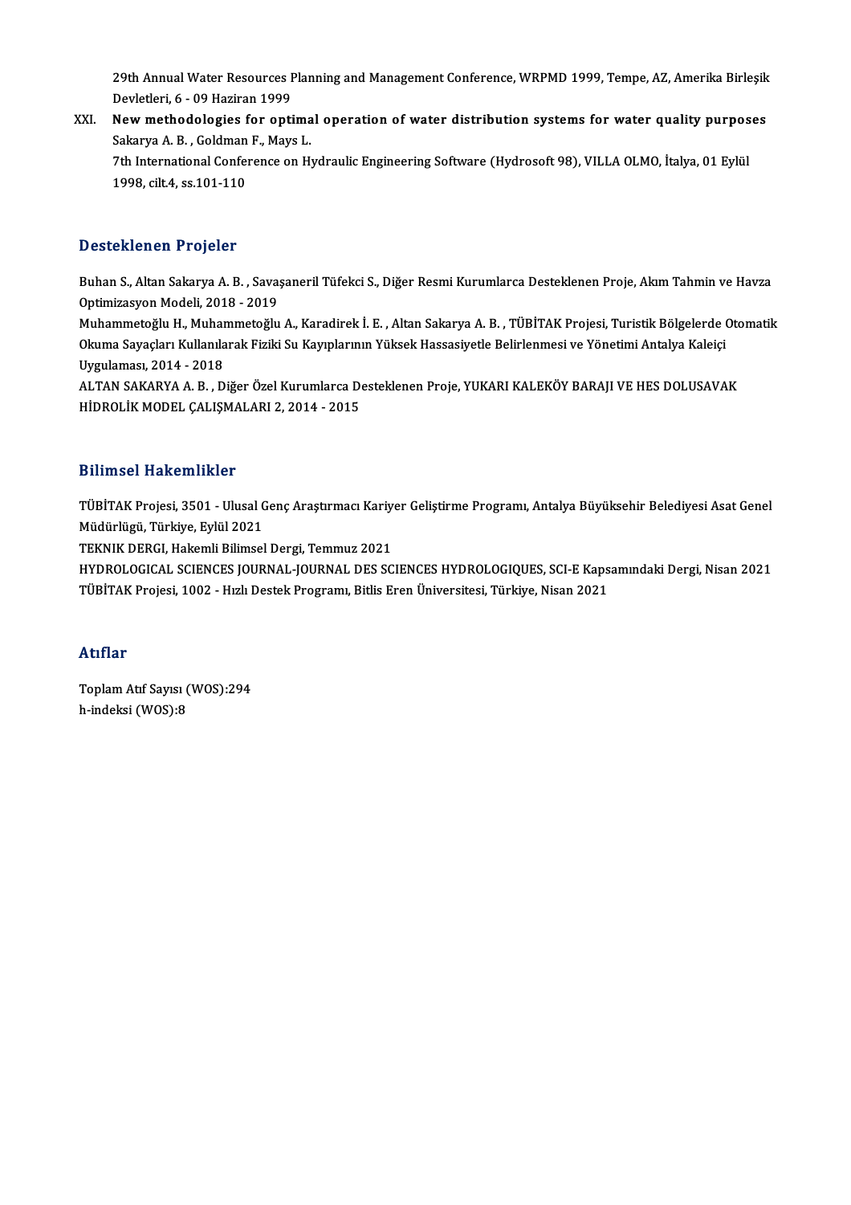29th Annual Water Resources Planning and Management Conference, WRPMD 1999, Tempe, AZ, Amerika Birleşik Devletleri, 6 - 09 Haziran 1999

XXI. **New methodologies for optimal operation of water distribution systems for water quality purposes**
Sakarya A. B. , Goldman F., Mays L.
7th International Conference on Hydraulic Engineering Software (Hydrosoft 98), VILLA OLMO, İtalya, 01 Eylül 1998, cilt.4, ss.101-110

## Desteklenen Projeler

Buhan S., Altan Sakarya A. B. , Savaşaneril Tüfekci S., Diğer Resmi Kurumlarca Desteklenen Proje, Akım Tahmin ve Havza Optimizasyon Modeli, 2018 - 2019

Muhammetoğlu H., Muhammetoğlu A., Karadirek İ. E. , Altan Sakarya A. B. , TÜBİTAK Projesi, Turistik Bölgelerde Otomatik Okuma Sayaçları Kullanılarak Fiziki Su Kayıplarının Yüksek Hassasiyetle Belirlenmesi ve Yönetimi Antalya Kaleiçi Uygulaması, 2014 - 2018

ALTAN SAKARYA A. B. , Diğer Özel Kurumlarca Desteklenen Proje, YUKARI KALEKÖY BARAJI VE HES DOLUSAVAK HİDROLİK MODEL ÇALIŞMALARI 2, 2014 - 2015

## Bilimsel Hakemlikler

TÜBİTAK Projesi, 3501 - Ulusal Genç Araştırmacı Kariyer Geliştirme Programı, Antalya Büyüksehir Belediyesi Asat Genel Müdürlügü, Türkiye, Eylül 2021

TEKNIK DERGI, Hakemli Bilimsel Dergi, Temmuz 2021

HYDROLOGICAL SCIENCES JOURNAL-JOURNAL DES SCIENCES HYDROLOGIQUES, SCI-E Kapsamındaki Dergi, Nisan 2021

TÜBİTAK Projesi, 1002 - Hızlı Destek Programı, Bitlis Eren Üniversitesi, Türkiye, Nisan 2021

## Atıflar

Toplam Atıf Sayısı (WOS):294
h-indeksi (WOS):8